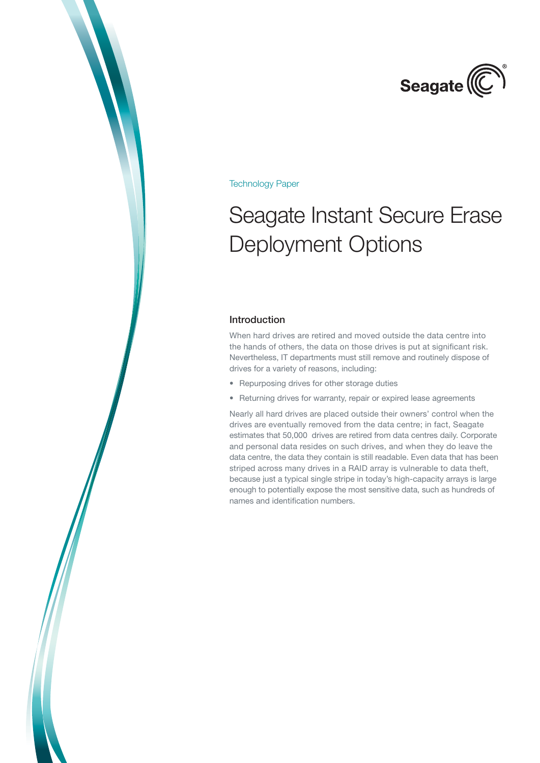Seagate

Technology Paper

# Seagate Instant Secure Erase Deployment Options

## Introduction

When hard drives are retired and moved outside the data centre into the hands of others, the data on those drives is put at significant risk. Nevertheless, IT departments must still remove and routinely dispose of drives for a variety of reasons, including:

- Repurposing drives for other storage duties
- Returning drives for warranty, repair or expired lease agreements

Nearly all hard drives are placed outside their owners' control when the drives are eventually removed from the data centre; in fact, Seagate estimates that 50,000 drives are retired from data centres daily. Corporate and personal data resides on such drives, and when they do leave the data centre, the data they contain is still readable. Even data that has been striped across many drives in a RAID array is vulnerable to data theft, because just a typical single stripe in today's high-capacity arrays is large enough to potentially expose the most sensitive data, such as hundreds of names and identification numbers.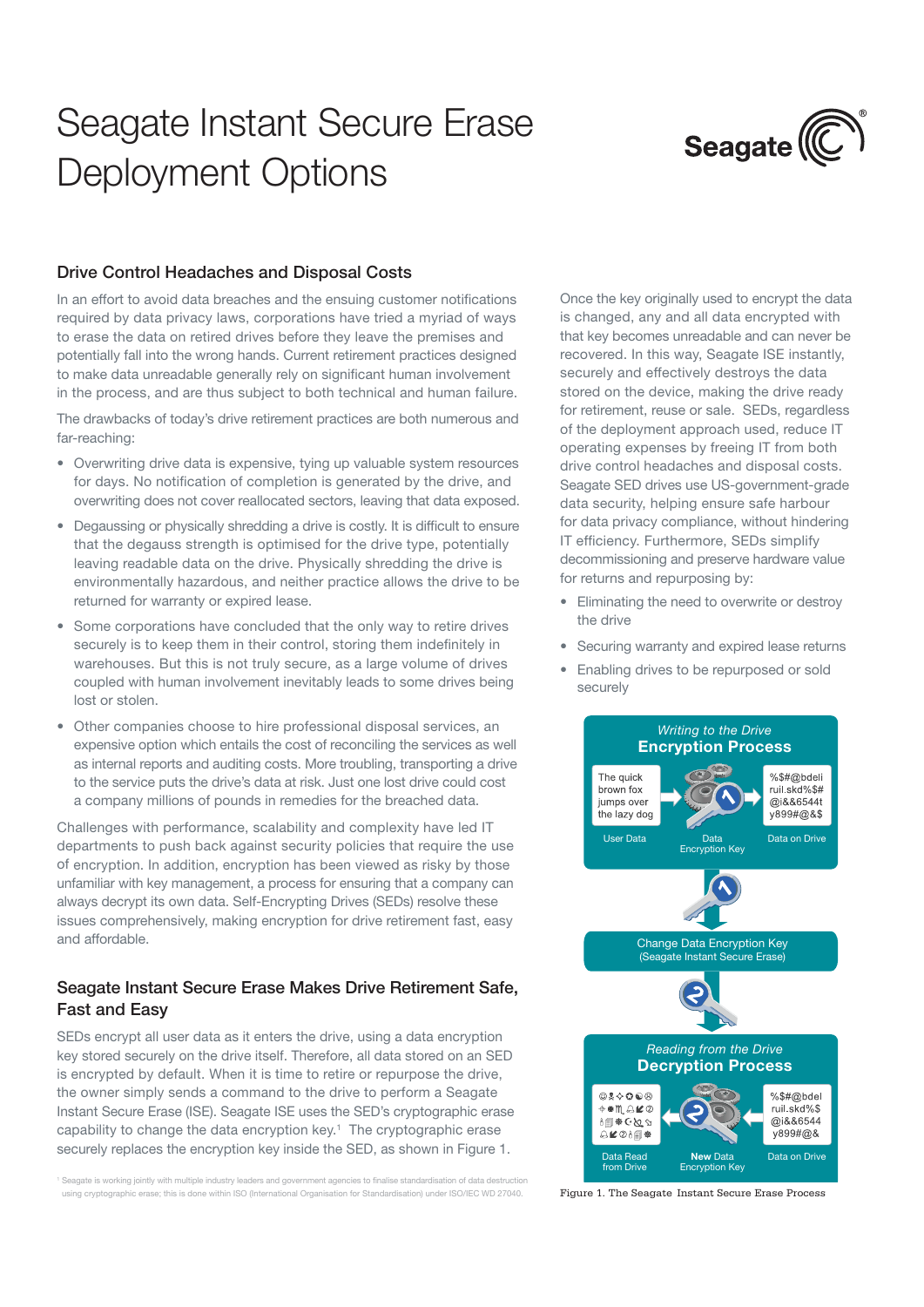# Seagate Instant Secure Erase Deployment Options

## Drive Control Headaches and Disposal Costs

In an effort to avoid data breaches and the ensuing customer notifications required by data privacy laws, corporations have tried a myriad of ways to erase the data on retired drives before they leave the premises and potentially fall into the wrong hands. Current retirement practices designed to make data unreadable generally rely on significant human involvement in the process, and are thus subject to both technical and human failure.

The drawbacks of today's drive retirement practices are both numerous and far-reaching:

- Overwriting drive data is expensive, tying up valuable system resources for days. No notification of completion is generated by the drive, and overwriting does not cover reallocated sectors, leaving that data exposed.
- Degaussing or physically shredding a drive is costly. It is difficult to ensure that the degauss strength is optimised for the drive type, potentially leaving readable data on the drive. Physically shredding the drive is environmentally hazardous, and neither practice allows the drive to be returned for warranty or expired lease.
- Some corporations have concluded that the only way to retire drives securely is to keep them in their control, storing them indefinitely in warehouses. But this is not truly secure, as a large volume of drives coupled with human involvement inevitably leads to some drives being lost or stolen.
- Other companies choose to hire professional disposal services, an expensive option which entails the cost of reconciling the services as well as internal reports and auditing costs. More troubling, transporting a drive to the service puts the drive's data at risk. Just one lost drive could cost a company millions of pounds in remedies for the breached data.

Challenges with performance, scalability and complexity have led IT departments to push back against security policies that require the use of encryption. In addition, encryption has been viewed as risky by those unfamiliar with key management, a process for ensuring that a company can always decrypt its own data. Self-Encrypting Drives (SEDs) resolve these issues comprehensively, making encryption for drive retirement fast, easy and affordable.

## Seagate Instant Secure Erase Makes Drive Retirement Safe, Fast and Easy

SEDs encrypt all user data as it enters the drive, using a data encryption key stored securely on the drive itself. Therefore, all data stored on an SED is encrypted by default. When it is time to retire or repurpose the drive, the owner simply sends a command to the drive to perform a Seagate Instant Secure Erase (ISE). Seagate ISE uses the SED's cryptographic erase capability to change the data encryption key.[1] The cryptographic erase securely replaces the encryption key inside the SED, as shown in Figure 1.

[1] Seagate is working jointly with multiple industry leaders and government agencies to finalise standardisation of data destruction using cryptographic erase; this is done within ISO (International Organisation for Standardisation) under ISO/IEC WD 27040.

Once the key originally used to encrypt the data is changed, any and all data encrypted with that key becomes unreadable and can never be recovered. In this way, Seagate ISE instantly, securely and effectively destroys the data stored on the device, making the drive ready for retirement, reuse or sale. SEDs, regardless of the deployment approach used, reduce IT operating expenses by freeing IT from both drive control headaches and disposal costs. Seagate SED drives use US-government-grade data security, helping ensure safe harbour for data privacy compliance, without hindering IT efficiency. Furthermore, SEDs simplify decommissioning and preserve hardware value for returns and repurposing by:

- Eliminating the need to overwrite or destroy the drive
- Securing warranty and expired lease returns
- Enabling drives to be repurposed or sold securely

*Writing to the Drive*
**Encryption Process**

The quick brown fox jumps over the lazy dog

%$#@bdeli ruil.skd%$# @i&&6544t y899#@&$

User Data
Data Encryption Key
Data on Drive

Change Data Encryption Key
(Seagate Instant Secure Erase)

*Reading from the Drive*
**Decryption Process**

%$#@bdel ruil.skd%$ @i&&6544 y899#@&

Data Read from Drive
**New** Data Encryption Key
Data on Drive

Figure 1. The Seagate Instant Secure Erase Process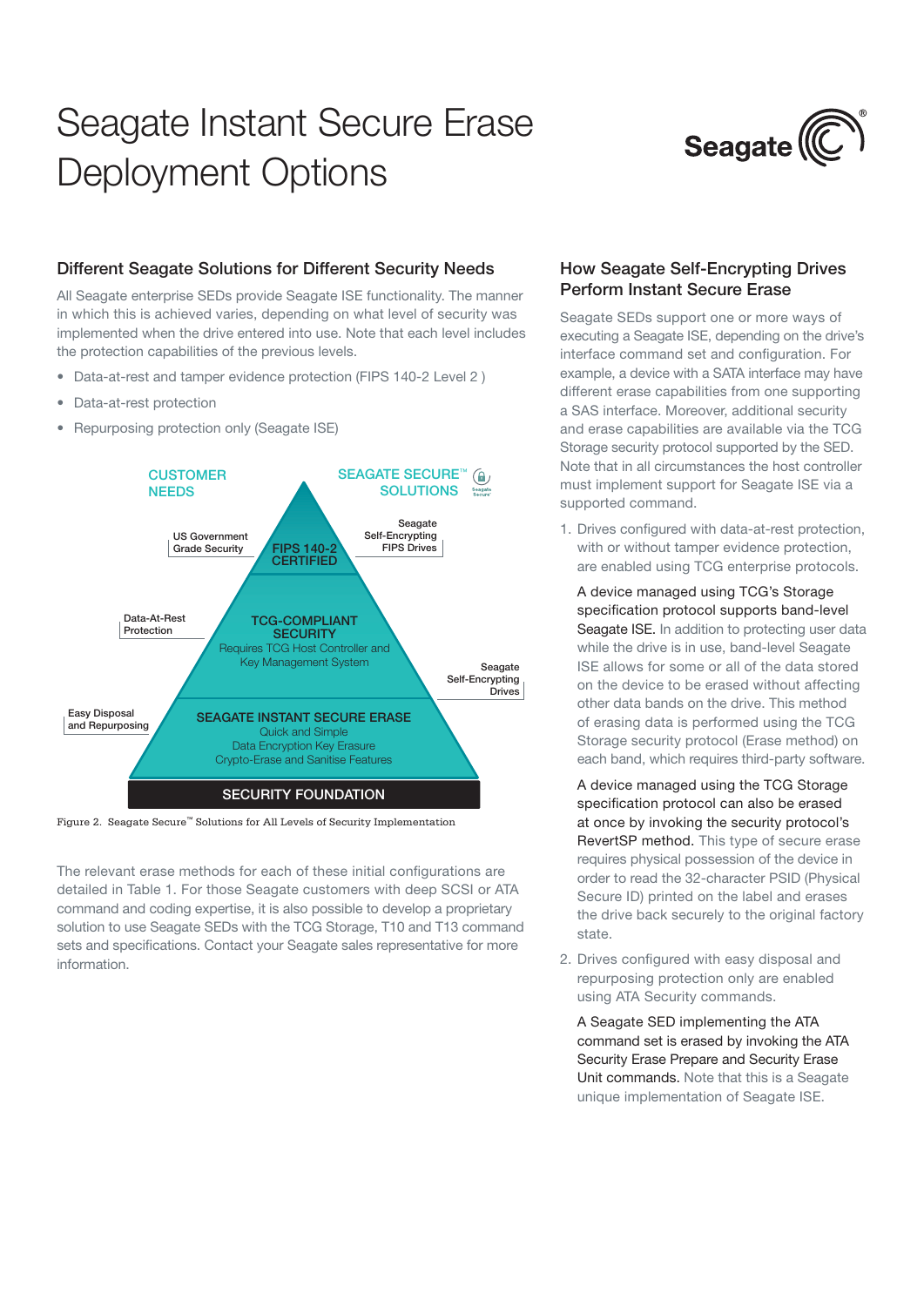# Seagate Instant Secure Erase Deployment Options

## Different Seagate Solutions for Different Security Needs

All Seagate enterprise SEDs provide Seagate ISE functionality. The manner in which this is achieved varies, depending on what level of security was implemented when the drive entered into use. Note that each level includes the protection capabilities of the previous levels.

- Data-at-rest and tamper evidence protection (FIPS 140-2 Level 2 )
- Data-at-rest protection
- Repurposing protection only (Seagate ISE)

CUSTOMER NEEDS

SEAGATE SECURE™ SOLUTIONS

US Government Grade Security

FIPS 140-2 CERTIFIED

Seagate Self-Encrypting FIPS Drives

Data-At-Rest Protection

TCG-COMPLIANT SECURITY

Requires TCG Host Controller and Key Management System

Seagate Self-Encrypting Drives

Easy Disposal and Repurposing

SEAGATE INSTANT SECURE ERASE

Quick and Simple

Data Encryption Key Erasure

Crypto-Erase and Sanitise Features

SECURITY FOUNDATION

Figure 2. Seagate Secure™ Solutions for All Levels of Security Implementation

The relevant erase methods for each of these initial configurations are detailed in Table 1. For those Seagate customers with deep SCSI or ATA command and coding expertise, it is also possible to develop a proprietary solution to use Seagate SEDs with the TCG Storage, T10 and T13 command sets and specifications. Contact your Seagate sales representative for more information.

## How Seagate Self-Encrypting Drives Perform Instant Secure Erase

Seagate SEDs support one or more ways of executing a Seagate ISE, depending on the drive's interface command set and configuration. For example, a device with a SATA interface may have different erase capabilities from one supporting a SAS interface. Moreover, additional security and erase capabilities are available via the TCG Storage security protocol supported by the SED. Note that in all circumstances the host controller must implement support for Seagate ISE via a supported command.

1. Drives configured with data-at-rest protection, with or without tamper evidence protection, are enabled using TCG enterprise protocols.

   A device managed using TCG's Storage specification protocol supports band-level Seagate ISE. In addition to protecting user data while the drive is in use, band-level Seagate ISE allows for some or all of the data stored on the device to be erased without affecting other data bands on the drive. This method of erasing data is performed using the TCG Storage security protocol (Erase method) on each band, which requires third-party software.

   A device managed using the TCG Storage specification protocol can also be erased at once by invoking the security protocol's RevertSP method. This type of secure erase requires physical possession of the device in order to read the 32-character PSID (Physical Secure ID) printed on the label and erases the drive back securely to the original factory state.

2. Drives configured with easy disposal and repurposing protection only are enabled using ATA Security commands.

   A Seagate SED implementing the ATA command set is erased by invoking the ATA Security Erase Prepare and Security Erase Unit commands. Note that this is a Seagate unique implementation of Seagate ISE.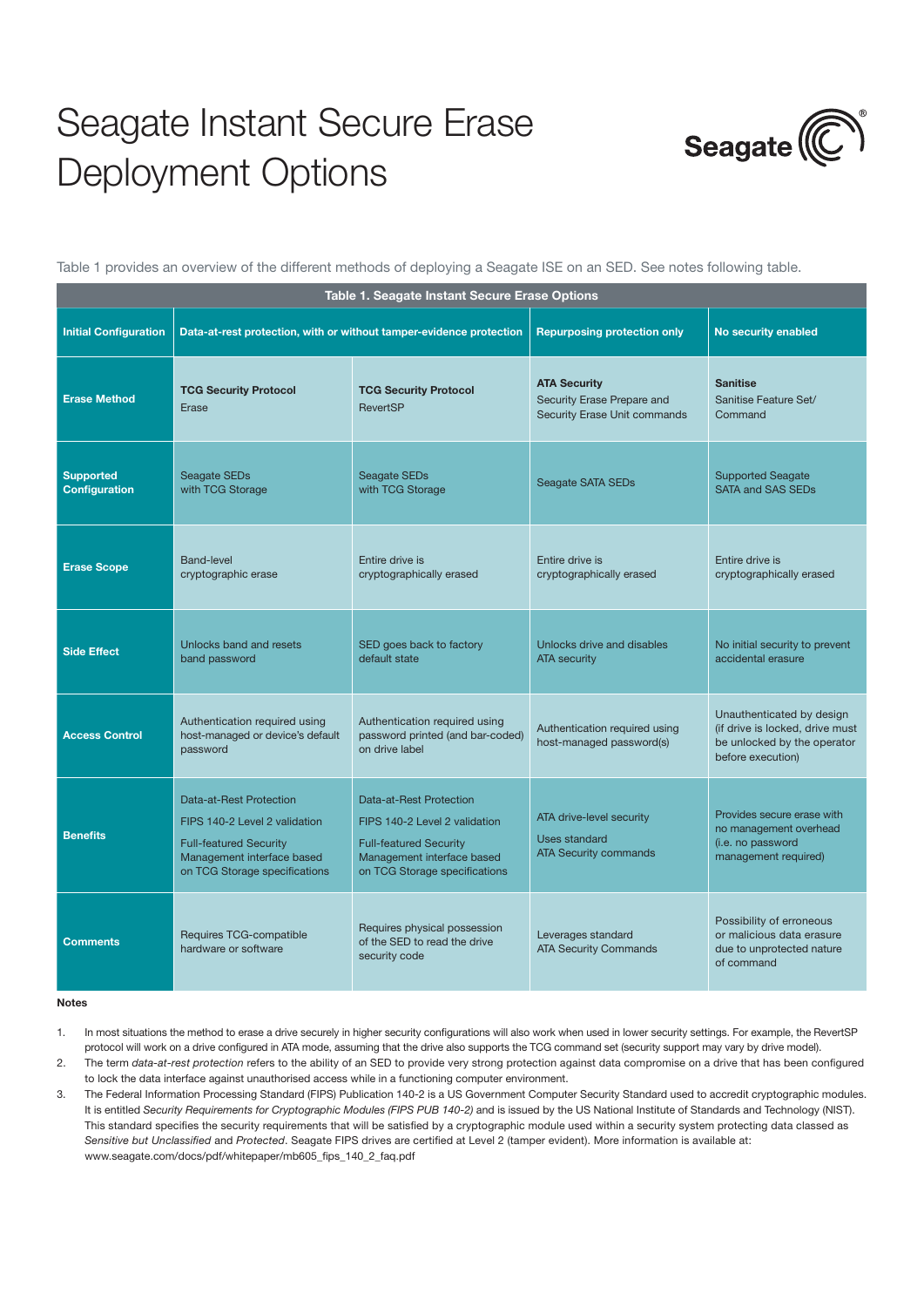# Seagate Instant Secure Erase Deployment Options

Table 1 provides an overview of the different methods of deploying a Seagate ISE on an SED. See notes following table.

**Table 1. Seagate Instant Secure Erase Options**

| **Initial Configuration** | **Data-at-rest protection, with or without tamper-evidence protection** | | **Repurposing protection only** | **No security enabled** |
|---|---|---|---|---|
| **Erase Method** | **TCG Security Protocol** Erase | **TCG Security Protocol** RevertSP | **ATA Security** Security Erase Prepare and Security Erase Unit commands | **Sanitise** Sanitise Feature Set/ Command |
| **Supported Configuration** | Seagate SEDs with TCG Storage | Seagate SEDs with TCG Storage | Seagate SATA SEDs | Supported Seagate SATA and SAS SEDs |
| **Erase Scope** | Band-level cryptographic erase | Entire drive is cryptographically erased | Entire drive is cryptographically erased | Entire drive is cryptographically erased |
| **Side Effect** | Unlocks band and resets band password | SED goes back to factory default state | Unlocks drive and disables ATA security | No initial security to prevent accidental erasure |
| **Access Control** | Authentication required using host-managed or device's default password | Authentication required using password printed (and bar-coded) on drive label | Authentication required using host-managed password(s) | Unauthenticated by design (if drive is locked, drive must be unlocked by the operator before execution) |
| **Benefits** | Data-at-Rest Protection<br>FIPS 140-2 Level 2 validation<br>Full-featured Security Management interface based on TCG Storage specifications | Data-at-Rest Protection<br>FIPS 140-2 Level 2 validation<br>Full-featured Security Management interface based on TCG Storage specifications | ATA drive-level security<br>Uses standard ATA Security commands | Provides secure erase with no management overhead (i.e. no password management required) |
| **Comments** | Requires TCG-compatible hardware or software | Requires physical possession of the SED to read the drive security code | Leverages standard ATA Security Commands | Possibility of erroneous or malicious data erasure due to unprotected nature of command |

**Notes**

1. In most situations the method to erase a drive securely in higher security configurations will also work when used in lower security settings. For example, the RevertSP protocol will work on a drive configured in ATA mode, assuming that the drive also supports the TCG command set (security support may vary by drive model).
2. The term *data-at-rest protection* refers to the ability of an SED to provide very strong protection against data compromise on a drive that has been configured to lock the data interface against unauthorised access while in a functioning computer environment.
3. The Federal Information Processing Standard (FIPS) Publication 140-2 is a US Government Computer Security Standard used to accredit cryptographic modules. It is entitled *Security Requirements for Cryptographic Modules (FIPS PUB 140-2)* and is issued by the US National Institute of Standards and Technology (NIST). This standard specifies the security requirements that will be satisfied by a cryptographic module used within a security system protecting data classed as *Sensitive but Unclassified* and *Protected*. Seagate FIPS drives are certified at Level 2 (tamper evident). More information is available at: www.seagate.com/docs/pdf/whitepaper/mb605_fips_140_2_faq.pdf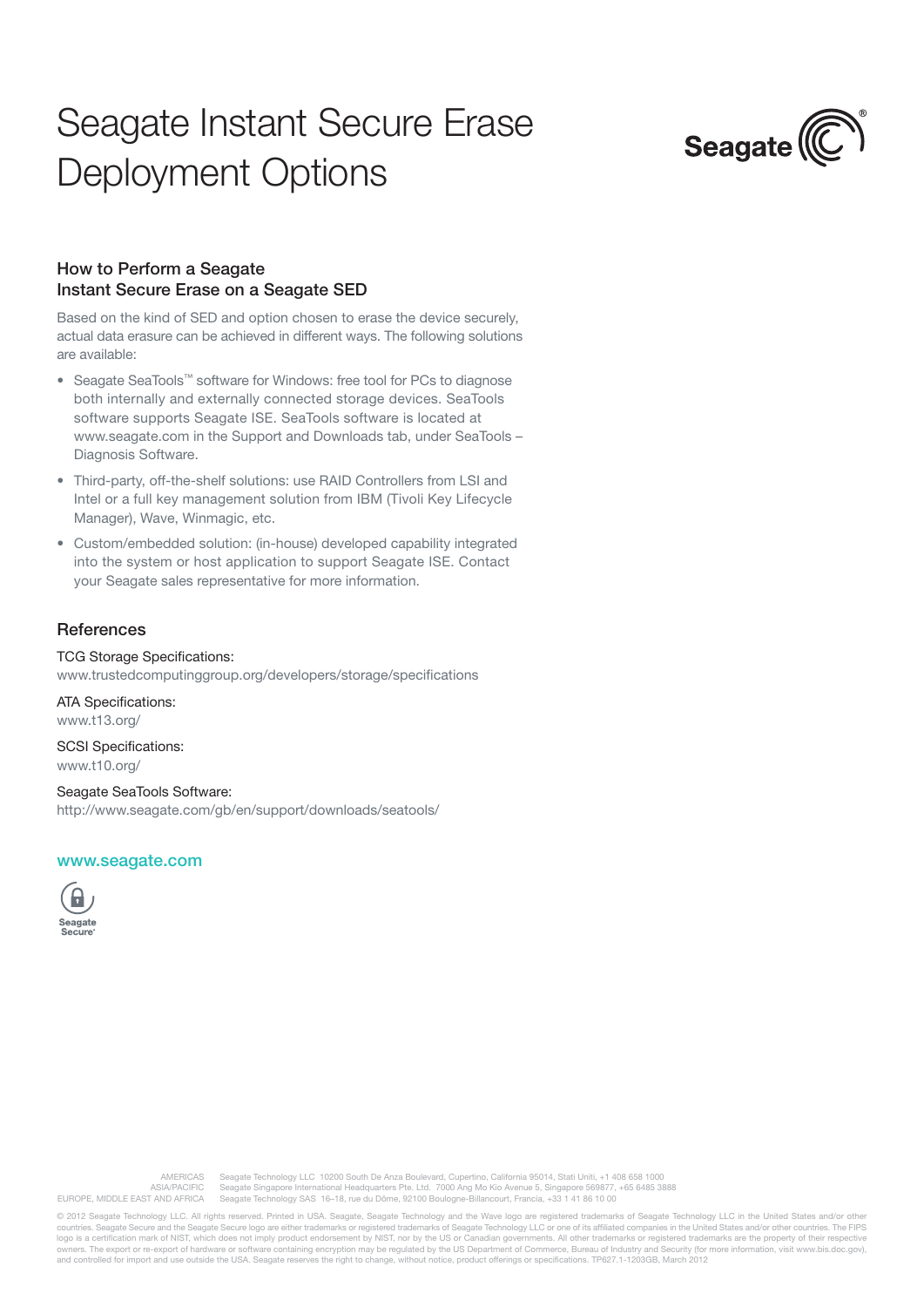# Seagate Instant Secure Erase Deployment Options

Seagate

## How to Perform a Seagate Instant Secure Erase on a Seagate SED

Based on the kind of SED and option chosen to erase the device securely, actual data erasure can be achieved in different ways. The following solutions are available:

- Seagate SeaTools™ software for Windows: free tool for PCs to diagnose both internally and externally connected storage devices. SeaTools software supports Seagate ISE. SeaTools software is located at www.seagate.com in the Support and Downloads tab, under SeaTools – Diagnosis Software.
- Third-party, off-the-shelf solutions: use RAID Controllers from LSI and Intel or a full key management solution from IBM (Tivoli Key Lifecycle Manager), Wave, Winmagic, etc.
- Custom/embedded solution: (in-house) developed capability integrated into the system or host application to support Seagate ISE. Contact your Seagate sales representative for more information.

## References

TCG Storage Specifications:
www.trustedcomputinggroup.org/developers/storage/specifications

ATA Specifications:
www.t13.org/

SCSI Specifications:
www.t10.org/

Seagate SeaTools Software:
http://www.seagate.com/gb/en/support/downloads/seatools/

**www.seagate.com**

Seagate Secure

AMERICAS Seagate Technology LLC 10200 South De Anza Boulevard, Cupertino, California 95014, Stati Uniti, +1 408 658 1000
ASIA/PACIFIC Seagate Singapore International Headquarters Pte. Ltd. 7000 Ang Mo Kio Avenue 5, Singapore 569877, +65 6485 3888
EUROPE, MIDDLE EAST AND AFRICA Seagate Technology SAS 16–18, rue du Dôme, 92100 Boulogne-Billancourt, Francia, +33 1 41 86 10 00

© 2012 Seagate Technology LLC. All rights reserved. Printed in USA. Seagate, Seagate Technology and the Wave logo are registered trademarks of Seagate Technology LLC in the United States and/or other countries. Seagate Secure and the Seagate Secure logo are either trademarks or registered trademarks of Seagate Technology LLC or one of its affiliated companies in the United States and/or other countries. The FIPS logo is a certification mark of NIST, which does not imply product endorsement by NIST, nor by the US or Canadian governments. All other trademarks or registered trademarks are the property of their respective owners. The export or re-export of hardware or software containing encryption may be regulated by the US Department of Commerce, Bureau of Industry and Security (for more information, visit www.bis.doc.gov), and controlled for import and use outside the USA. Seagate reserves the right to change, without notice, product offerings or specifications. TP627.1-1203GB, March 2012